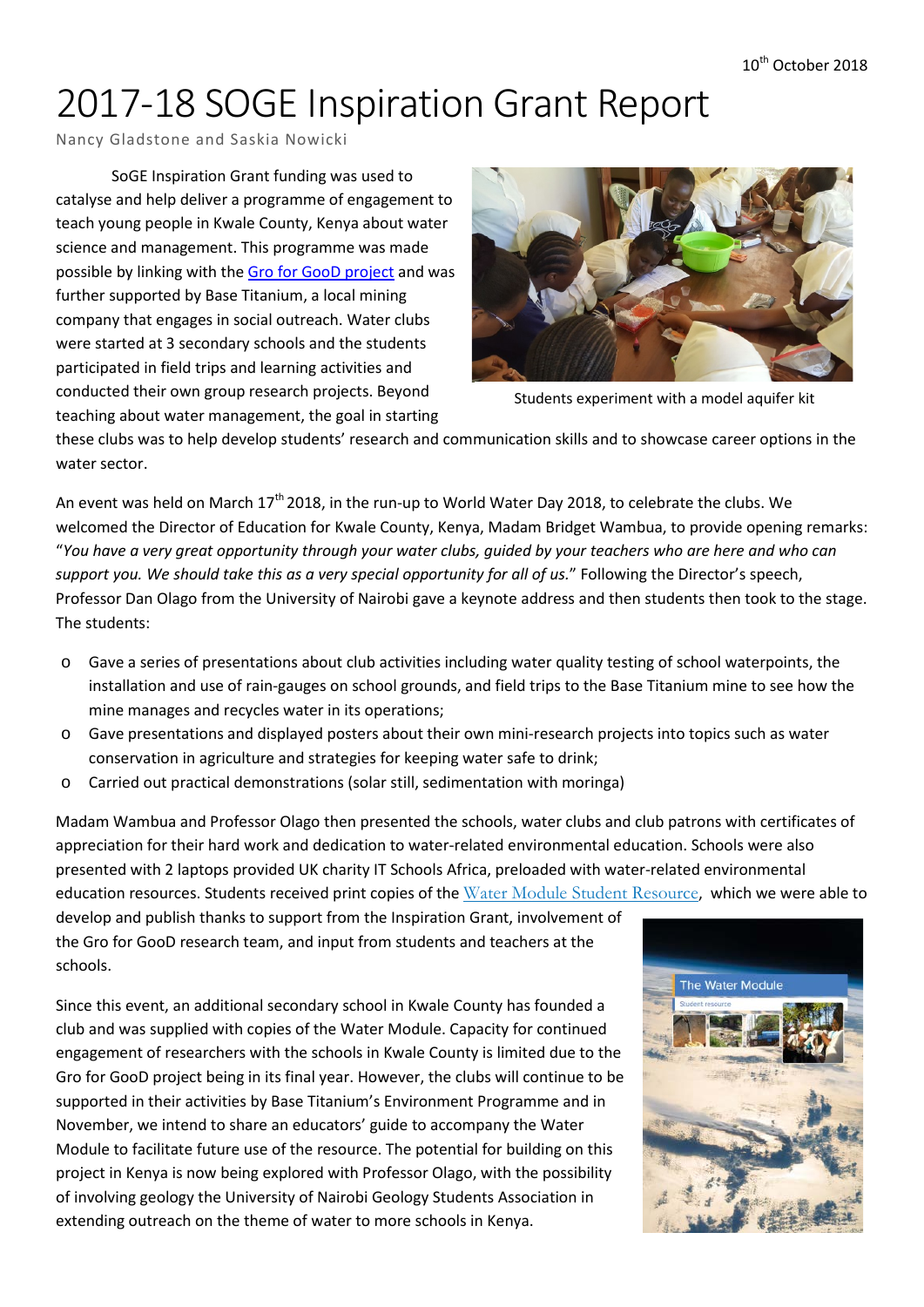10th October 2018

# 2017-18 SOGE Inspiration Grant Report

Nancy Gladstone and Saskia Nowicki

SoGE Inspiration Grant funding was used to catalyse and help deliver a programme of engagement to teach young people in Kwale County, Kenya about water science and management. This programme was made possible by linking with the Gro for GooD project and was further supported by Base Titanium, a local mining company that engages in social outreach. Water clubs were started at 3 secondary schools and the students participated in field trips and learning activities and conducted their own group research projects. Beyond teaching about water management, the goal in starting these clubs was to help develop students' research and communication skills and to showcase career options in the water sector.

Students experiment with a model aquifer kit

An event was held on March 17th 2018, in the run-up to World Water Day 2018, to celebrate the clubs. We welcomed the Director of Education for Kwale County, Kenya, Madam Bridget Wambua, to provide opening remarks: "*You have a very great opportunity through your water clubs, guided by your teachers who are here and who can support you. We should take this as a very special opportunity for all of us.*" Following the Director's speech, Professor Dan Olago from the University of Nairobi gave a keynote address and then students then took to the stage. The students:

- Gave a series of presentations about club activities including water quality testing of school waterpoints, the installation and use of rain-gauges on school grounds, and field trips to the Base Titanium mine to see how the mine manages and recycles water in its operations;
- Gave presentations and displayed posters about their own mini-research projects into topics such as water conservation in agriculture and strategies for keeping water safe to drink;
- Carried out practical demonstrations (solar still, sedimentation with moringa)

Madam Wambua and Professor Olago then presented the schools, water clubs and club patrons with certificates of appreciation for their hard work and dedication to water-related environmental education. Schools were also presented with 2 laptops provided UK charity IT Schools Africa, preloaded with water-related environmental education resources. Students received print copies of the Water Module Student Resource, which we were able to develop and publish thanks to support from the Inspiration Grant, involvement of the Gro for GooD research team, and input from students and teachers at the schools.

Since this event, an additional secondary school in Kwale County has founded a club and was supplied with copies of the Water Module. Capacity for continued engagement of researchers with the schools in Kwale County is limited due to the Gro for GooD project being in its final year. However, the clubs will continue to be supported in their activities by Base Titanium's Environment Programme and in November, we intend to share an educators' guide to accompany the Water Module to facilitate future use of the resource. The potential for building on this project in Kenya is now being explored with Professor Olago, with the possibility of involving geology the University of Nairobi Geology Students Association in extending outreach on the theme of water to more schools in Kenya.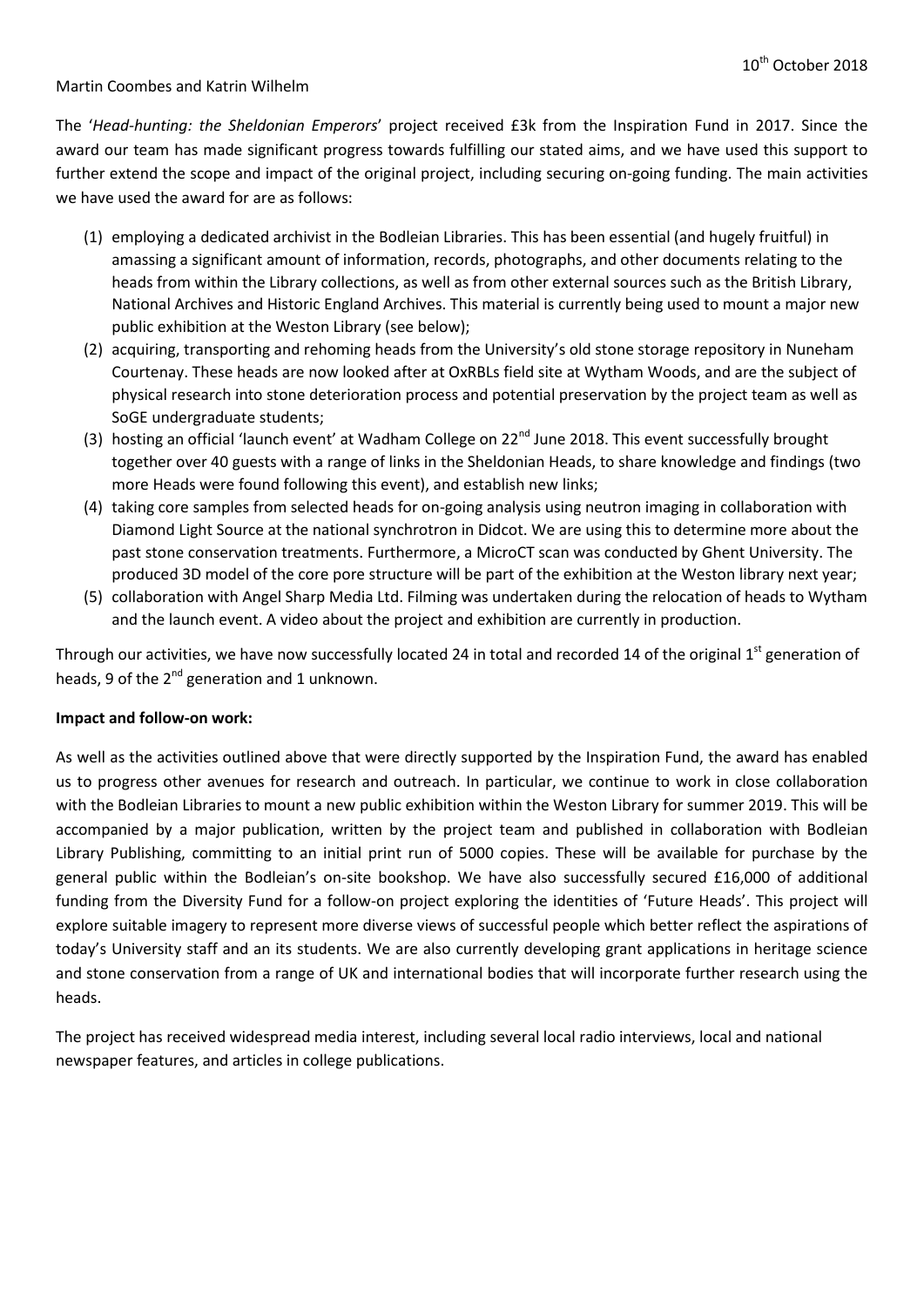10[th] October 2018

Martin Coombes and Katrin Wilhelm

The '*Head-hunting: the Sheldonian Emperors*' project received £3k from the Inspiration Fund in 2017. Since the award our team has made significant progress towards fulfilling our stated aims, and we have used this support to further extend the scope and impact of the original project, including securing on-going funding. The main activities we have used the award for are as follows:

(1) employing a dedicated archivist in the Bodleian Libraries. This has been essential (and hugely fruitful) in amassing a significant amount of information, records, photographs, and other documents relating to the heads from within the Library collections, as well as from other external sources such as the British Library, National Archives and Historic England Archives. This material is currently being used to mount a major new public exhibition at the Weston Library (see below);
(2) acquiring, transporting and rehoming heads from the University's old stone storage repository in Nuneham Courtenay. These heads are now looked after at OxRBLs field site at Wytham Woods, and are the subject of physical research into stone deterioration process and potential preservation by the project team as well as SoGE undergraduate students;
(3) hosting an official 'launch event' at Wadham College on 22[nd] June 2018. This event successfully brought together over 40 guests with a range of links in the Sheldonian Heads, to share knowledge and findings (two more Heads were found following this event), and establish new links;
(4) taking core samples from selected heads for on-going analysis using neutron imaging in collaboration with Diamond Light Source at the national synchrotron in Didcot. We are using this to determine more about the past stone conservation treatments. Furthermore, a MicroCT scan was conducted by Ghent University. The produced 3D model of the core pore structure will be part of the exhibition at the Weston library next year;
(5) collaboration with Angel Sharp Media Ltd. Filming was undertaken during the relocation of heads to Wytham and the launch event. A video about the project and exhibition are currently in production.

Through our activities, we have now successfully located 24 in total and recorded 14 of the original 1[st] generation of heads, 9 of the 2[nd] generation and 1 unknown.

**Impact and follow-on work:**

As well as the activities outlined above that were directly supported by the Inspiration Fund, the award has enabled us to progress other avenues for research and outreach. In particular, we continue to work in close collaboration with the Bodleian Libraries to mount a new public exhibition within the Weston Library for summer 2019. This will be accompanied by a major publication, written by the project team and published in collaboration with Bodleian Library Publishing, committing to an initial print run of 5000 copies. These will be available for purchase by the general public within the Bodleian's on-site bookshop. We have also successfully secured £16,000 of additional funding from the Diversity Fund for a follow-on project exploring the identities of 'Future Heads'. This project will explore suitable imagery to represent more diverse views of successful people which better reflect the aspirations of today's University staff and an its students. We are also currently developing grant applications in heritage science and stone conservation from a range of UK and international bodies that will incorporate further research using the heads.

The project has received widespread media interest, including several local radio interviews, local and national newspaper features, and articles in college publications.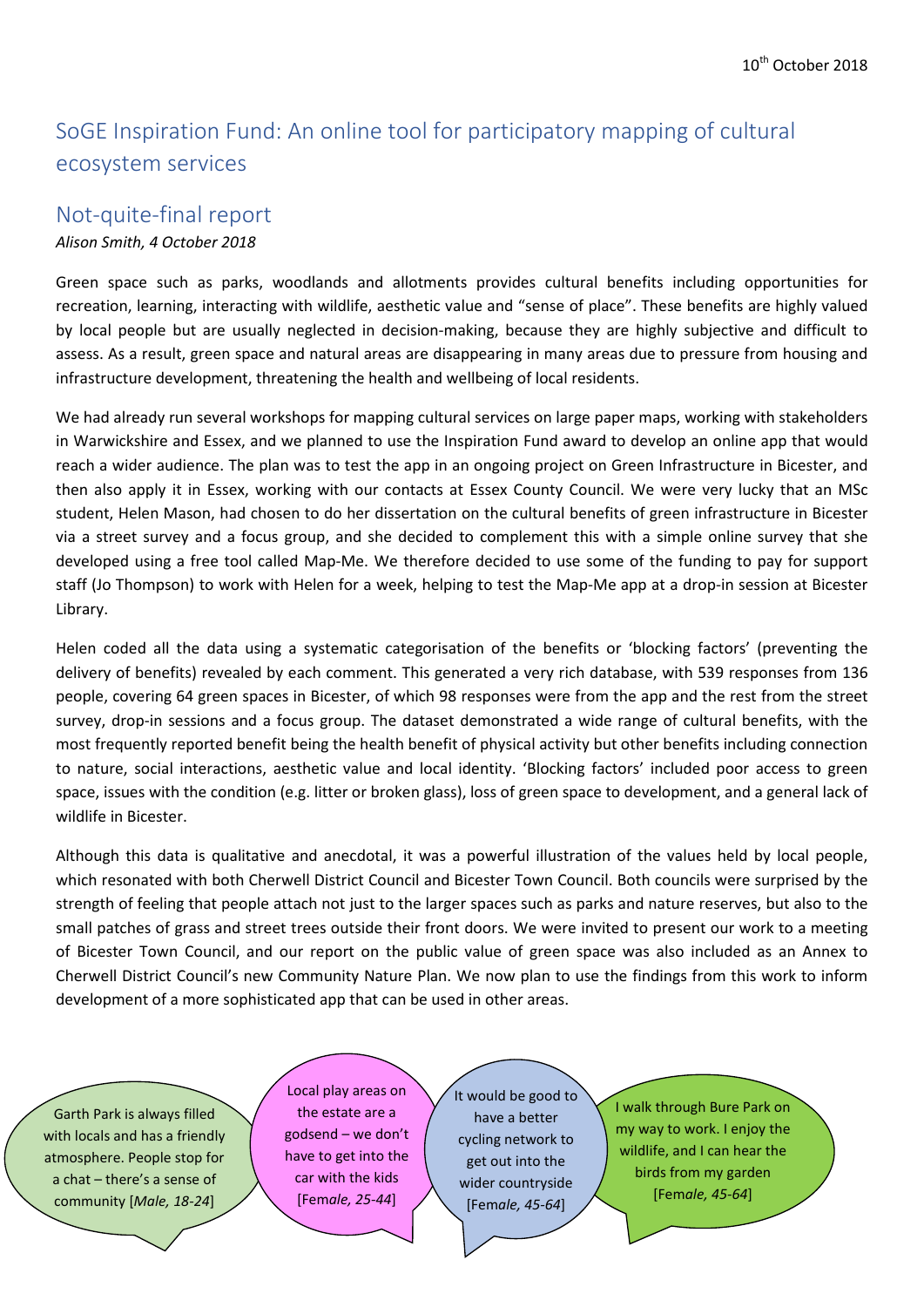10th October 2018

# SoGE Inspiration Fund: An online tool for participatory mapping of cultural ecosystem services

## Not-quite-final report

*Alison Smith, 4 October 2018*

Green space such as parks, woodlands and allotments provides cultural benefits including opportunities for recreation, learning, interacting with wildlife, aesthetic value and "sense of place". These benefits are highly valued by local people but are usually neglected in decision-making, because they are highly subjective and difficult to assess. As a result, green space and natural areas are disappearing in many areas due to pressure from housing and infrastructure development, threatening the health and wellbeing of local residents.

We had already run several workshops for mapping cultural services on large paper maps, working with stakeholders in Warwickshire and Essex, and we planned to use the Inspiration Fund award to develop an online app that would reach a wider audience. The plan was to test the app in an ongoing project on Green Infrastructure in Bicester, and then also apply it in Essex, working with our contacts at Essex County Council. We were very lucky that an MSc student, Helen Mason, had chosen to do her dissertation on the cultural benefits of green infrastructure in Bicester via a street survey and a focus group, and she decided to complement this with a simple online survey that she developed using a free tool called Map-Me. We therefore decided to use some of the funding to pay for support staff (Jo Thompson) to work with Helen for a week, helping to test the Map-Me app at a drop-in session at Bicester Library.

Helen coded all the data using a systematic categorisation of the benefits or 'blocking factors' (preventing the delivery of benefits) revealed by each comment. This generated a very rich database, with 539 responses from 136 people, covering 64 green spaces in Bicester, of which 98 responses were from the app and the rest from the street survey, drop-in sessions and a focus group. The dataset demonstrated a wide range of cultural benefits, with the most frequently reported benefit being the health benefit of physical activity but other benefits including connection to nature, social interactions, aesthetic value and local identity. 'Blocking factors' included poor access to green space, issues with the condition (e.g. litter or broken glass), loss of green space to development, and a general lack of wildlife in Bicester.

Although this data is qualitative and anecdotal, it was a powerful illustration of the values held by local people, which resonated with both Cherwell District Council and Bicester Town Council. Both councils were surprised by the strength of feeling that people attach not just to the larger spaces such as parks and nature reserves, but also to the small patches of grass and street trees outside their front doors. We were invited to present our work to a meeting of Bicester Town Council, and our report on the public value of green space was also included as an Annex to Cherwell District Council's new Community Nature Plan. We now plan to use the findings from this work to inform development of a more sophisticated app that can be used in other areas.

> Garth Park is always filled with locals and has a friendly atmosphere. People stop for a chat – there's a sense of community [*Male, 18-24*]

> Local play areas on the estate are a godsend – we don't have to get into the car with the kids [Fem*ale, 25-44*]

> It would be good to have a better cycling network to get out into the wider countryside [Fem*ale, 45-64*]

> I walk through Bure Park on my way to work. I enjoy the wildlife, and I can hear the birds from my garden [Fem*ale, 45-64*]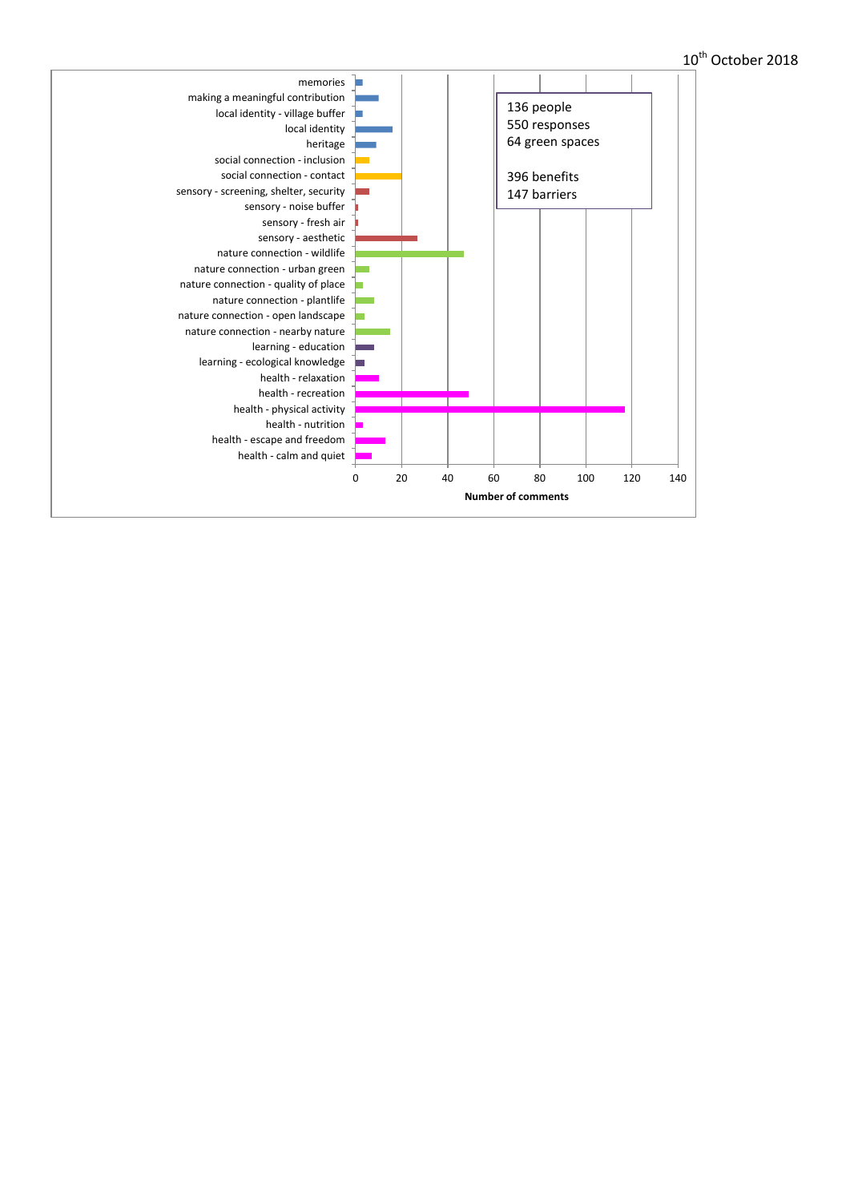10th October 2018

136 people
550 responses
64 green spaces

396 benefits
147 barriers

- memories
- making a meaningful contribution
- local identity - village buffer
- local identity
- heritage
- social connection - inclusion
- social connection - contact
- sensory - screening, shelter, security
- sensory - noise buffer
- sensory - fresh air
- sensory - aesthetic
- nature connection - wildlife
- nature connection - urban green
- nature connection - quality of place
- nature connection - plantlife
- nature connection - open landscape
- nature connection - nearby nature
- learning - education
- learning - ecological knowledge
- health - relaxation
- health - recreation
- health - physical activity
- health - nutrition
- health - escape and freedom
- health - calm and quiet

0 20 40 60 80 100 120 140

**Number of comments**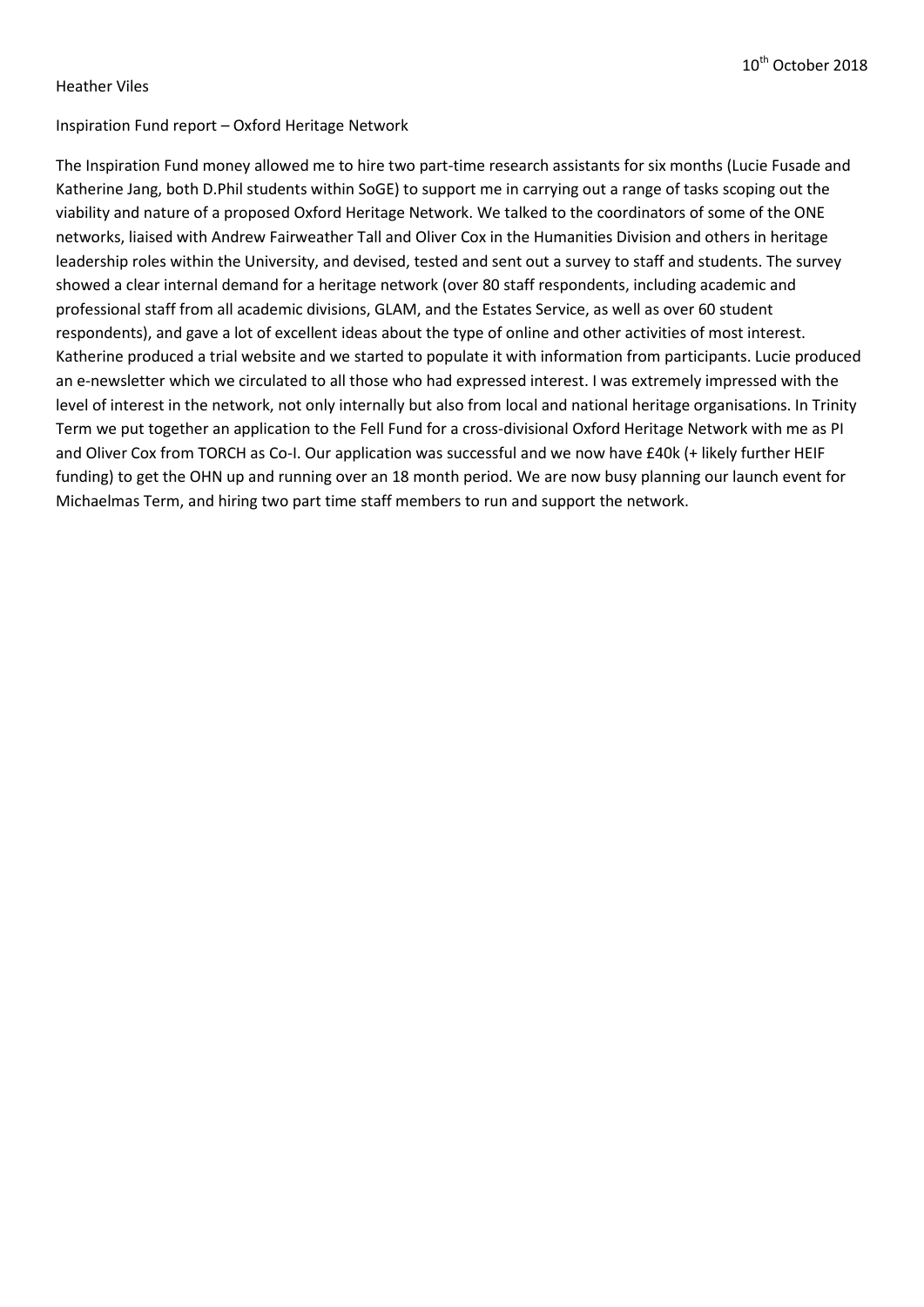10th October 2018

Heather Viles

Inspiration Fund report – Oxford Heritage Network

The Inspiration Fund money allowed me to hire two part-time research assistants for six months (Lucie Fusade and Katherine Jang, both D.Phil students within SoGE) to support me in carrying out a range of tasks scoping out the viability and nature of a proposed Oxford Heritage Network. We talked to the coordinators of some of the ONE networks, liaised with Andrew Fairweather Tall and Oliver Cox in the Humanities Division and others in heritage leadership roles within the University, and devised, tested and sent out a survey to staff and students. The survey showed a clear internal demand for a heritage network (over 80 staff respondents, including academic and professional staff from all academic divisions, GLAM, and the Estates Service, as well as over 60 student respondents), and gave a lot of excellent ideas about the type of online and other activities of most interest. Katherine produced a trial website and we started to populate it with information from participants. Lucie produced an e-newsletter which we circulated to all those who had expressed interest. I was extremely impressed with the level of interest in the network, not only internally but also from local and national heritage organisations. In Trinity Term we put together an application to the Fell Fund for a cross-divisional Oxford Heritage Network with me as PI and Oliver Cox from TORCH as Co-I. Our application was successful and we now have £40k (+ likely further HEIF funding) to get the OHN up and running over an 18 month period. We are now busy planning our launch event for Michaelmas Term, and hiring two part time staff members to run and support the network.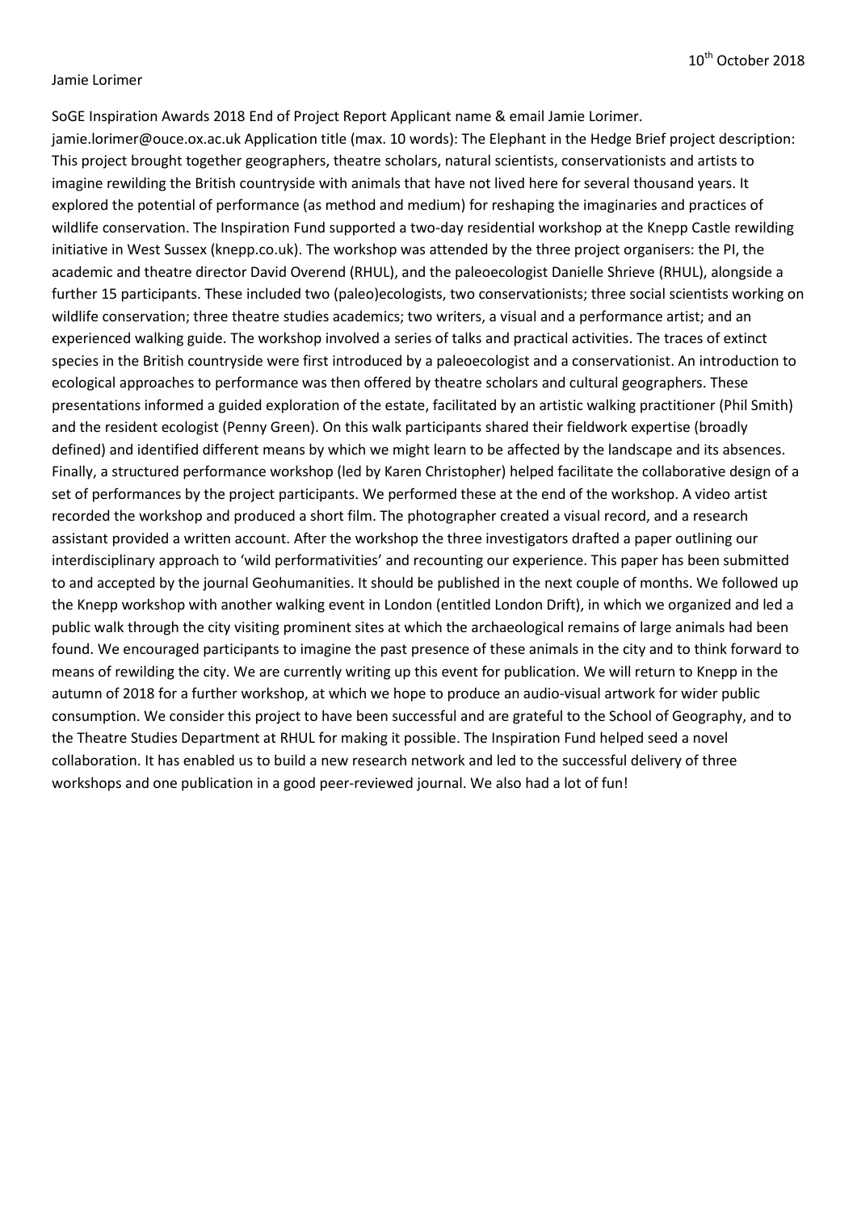10th October 2018

Jamie Lorimer

SoGE Inspiration Awards 2018 End of Project Report Applicant name & email Jamie Lorimer. jamie.lorimer@ouce.ox.ac.uk Application title (max. 10 words): The Elephant in the Hedge Brief project description: This project brought together geographers, theatre scholars, natural scientists, conservationists and artists to imagine rewilding the British countryside with animals that have not lived here for several thousand years. It explored the potential of performance (as method and medium) for reshaping the imaginaries and practices of wildlife conservation. The Inspiration Fund supported a two-day residential workshop at the Knepp Castle rewilding initiative in West Sussex (knepp.co.uk). The workshop was attended by the three project organisers: the PI, the academic and theatre director David Overend (RHUL), and the paleoecologist Danielle Shrieve (RHUL), alongside a further 15 participants. These included two (paleo)ecologists, two conservationists; three social scientists working on wildlife conservation; three theatre studies academics; two writers, a visual and a performance artist; and an experienced walking guide. The workshop involved a series of talks and practical activities. The traces of extinct species in the British countryside were first introduced by a paleoecologist and a conservationist. An introduction to ecological approaches to performance was then offered by theatre scholars and cultural geographers. These presentations informed a guided exploration of the estate, facilitated by an artistic walking practitioner (Phil Smith) and the resident ecologist (Penny Green). On this walk participants shared their fieldwork expertise (broadly defined) and identified different means by which we might learn to be affected by the landscape and its absences. Finally, a structured performance workshop (led by Karen Christopher) helped facilitate the collaborative design of a set of performances by the project participants. We performed these at the end of the workshop. A video artist recorded the workshop and produced a short film. The photographer created a visual record, and a research assistant provided a written account. After the workshop the three investigators drafted a paper outlining our interdisciplinary approach to 'wild performativities' and recounting our experience. This paper has been submitted to and accepted by the journal Geohumanities. It should be published in the next couple of months. We followed up the Knepp workshop with another walking event in London (entitled London Drift), in which we organized and led a public walk through the city visiting prominent sites at which the archaeological remains of large animals had been found. We encouraged participants to imagine the past presence of these animals in the city and to think forward to means of rewilding the city. We are currently writing up this event for publication. We will return to Knepp in the autumn of 2018 for a further workshop, at which we hope to produce an audio-visual artwork for wider public consumption. We consider this project to have been successful and are grateful to the School of Geography, and to the Theatre Studies Department at RHUL for making it possible. The Inspiration Fund helped seed a novel collaboration. It has enabled us to build a new research network and led to the successful delivery of three workshops and one publication in a good peer-reviewed journal. We also had a lot of fun!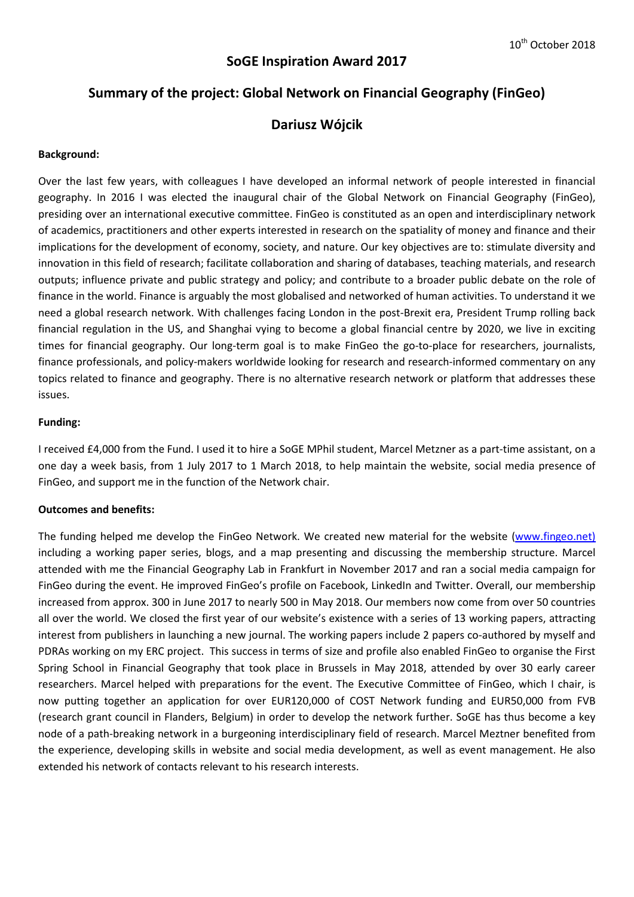10th October 2018

## SoGE Inspiration Award 2017

## Summary of the project: Global Network on Financial Geography (FinGeo)

## Dariusz Wójcik

**Background:**

Over the last few years, with colleagues I have developed an informal network of people interested in financial geography. In 2016 I was elected the inaugural chair of the Global Network on Financial Geography (FinGeo), presiding over an international executive committee. FinGeo is constituted as an open and interdisciplinary network of academics, practitioners and other experts interested in research on the spatiality of money and finance and their implications for the development of economy, society, and nature. Our key objectives are to: stimulate diversity and innovation in this field of research; facilitate collaboration and sharing of databases, teaching materials, and research outputs; influence private and public strategy and policy; and contribute to a broader public debate on the role of finance in the world. Finance is arguably the most globalised and networked of human activities. To understand it we need a global research network. With challenges facing London in the post-Brexit era, President Trump rolling back financial regulation in the US, and Shanghai vying to become a global financial centre by 2020, we live in exciting times for financial geography. Our long-term goal is to make FinGeo the go-to-place for researchers, journalists, finance professionals, and policy-makers worldwide looking for research and research-informed commentary on any topics related to finance and geography. There is no alternative research network or platform that addresses these issues.

**Funding:**

I received £4,000 from the Fund. I used it to hire a SoGE MPhil student, Marcel Metzner as a part-time assistant, on a one day a week basis, from 1 July 2017 to 1 March 2018, to help maintain the website, social media presence of FinGeo, and support me in the function of the Network chair.

**Outcomes and benefits:**

The funding helped me develop the FinGeo Network. We created new material for the website (www.fingeo.net) including a working paper series, blogs, and a map presenting and discussing the membership structure. Marcel attended with me the Financial Geography Lab in Frankfurt in November 2017 and ran a social media campaign for FinGeo during the event. He improved FinGeo's profile on Facebook, LinkedIn and Twitter. Overall, our membership increased from approx. 300 in June 2017 to nearly 500 in May 2018. Our members now come from over 50 countries all over the world. We closed the first year of our website's existence with a series of 13 working papers, attracting interest from publishers in launching a new journal. The working papers include 2 papers co-authored by myself and PDRAs working on my ERC project. This success in terms of size and profile also enabled FinGeo to organise the First Spring School in Financial Geography that took place in Brussels in May 2018, attended by over 30 early career researchers. Marcel helped with preparations for the event. The Executive Committee of FinGeo, which I chair, is now putting together an application for over EUR120,000 of COST Network funding and EUR50,000 from FVB (research grant council in Flanders, Belgium) in order to develop the network further. SoGE has thus become a key node of a path-breaking network in a burgeoning interdisciplinary field of research. Marcel Meztner benefited from the experience, developing skills in website and social media development, as well as event management. He also extended his network of contacts relevant to his research interests.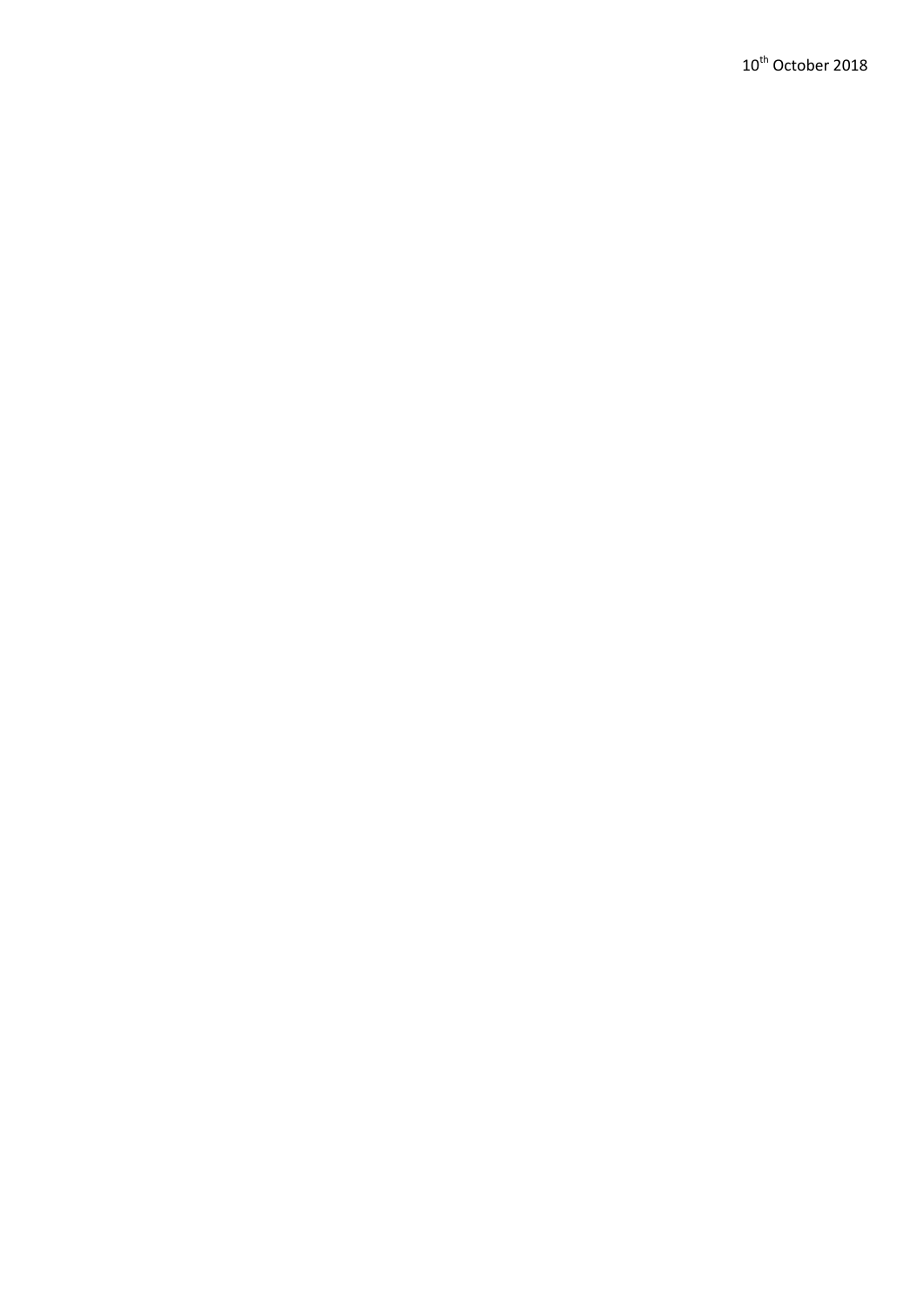10th October 2018